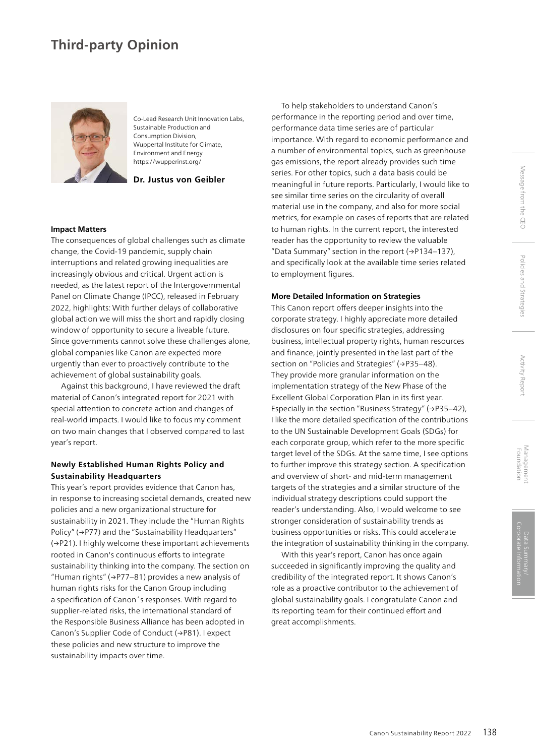# Third-party Opinion

Co-Lead Research Unit Innovation Labs, Sustainable Production and Consumption Division, Wuppertal Institute for Climate, Environment and Energy
https://wupperinst.org/

**Dr. Justus von Geibler**

#### Impact Matters

The consequences of global challenges such as climate change, the Covid-19 pandemic, supply chain interruptions and related growing inequalities are increasingly obvious and critical. Urgent action is needed, as the latest report of the Intergovernmental Panel on Climate Change (IPCC), released in February 2022, highlights: With further delays of collaborative global action we will miss the short and rapidly closing window of opportunity to secure a liveable future. Since governments cannot solve these challenges alone, global companies like Canon are expected more urgently than ever to proactively contribute to the achievement of global sustainability goals.

Against this background, I have reviewed the draft material of Canon's integrated report for 2021 with special attention to concrete action and changes of real-world impacts. I would like to focus my comment on two main changes that I observed compared to last year's report.

#### Newly Established Human Rights Policy and Sustainability Headquarters

This year's report provides evidence that Canon has, in response to increasing societal demands, created new policies and a new organizational structure for sustainability in 2021. They include the "Human Rights Policy" (→P77) and the "Sustainability Headquarters" (→P21). I highly welcome these important achievements rooted in Canon's continuous efforts to integrate sustainability thinking into the company. The section on "Human rights" (→P77–81) provides a new analysis of human rights risks for the Canon Group including a specification of Canon´s responses. With regard to supplier-related risks, the international standard of the Responsible Business Alliance has been adopted in Canon's Supplier Code of Conduct (→P81). I expect these policies and new structure to improve the sustainability impacts over time.

To help stakeholders to understand Canon's performance in the reporting period and over time, performance data time series are of particular importance. With regard to economic performance and a number of environmental topics, such as greenhouse gas emissions, the report already provides such time series. For other topics, such a data basis could be meaningful in future reports. Particularly, I would like to see similar time series on the circularity of overall material use in the company, and also for more social metrics, for example on cases of reports that are related to human rights. In the current report, the interested reader has the opportunity to review the valuable "Data Summary" section in the report (→P134–137), and specifically look at the available time series related to employment figures.

#### More Detailed Information on Strategies

This Canon report offers deeper insights into the corporate strategy. I highly appreciate more detailed disclosures on four specific strategies, addressing business, intellectual property rights, human resources and finance, jointly presented in the last part of the section on "Policies and Strategies" (→P35–48). They provide more granular information on the implementation strategy of the New Phase of the Excellent Global Corporation Plan in its first year. Especially in the section "Business Strategy" (→P35–42), I like the more detailed specification of the contributions to the UN Sustainable Development Goals (SDGs) for each corporate group, which refer to the more specific target level of the SDGs. At the same time, I see options to further improve this strategy section. A specification and overview of short- and mid-term management targets of the strategies and a similar structure of the individual strategy descriptions could support the reader's understanding. Also, I would welcome to see stronger consideration of sustainability trends as business opportunities or risks. This could accelerate the integration of sustainability thinking in the company.

With this year's report, Canon has once again succeeded in significantly improving the quality and credibility of the integrated report. It shows Canon's role as a proactive contributor to the achievement of global sustainability goals. I congratulate Canon and its reporting team for their continued effort and great accomplishments.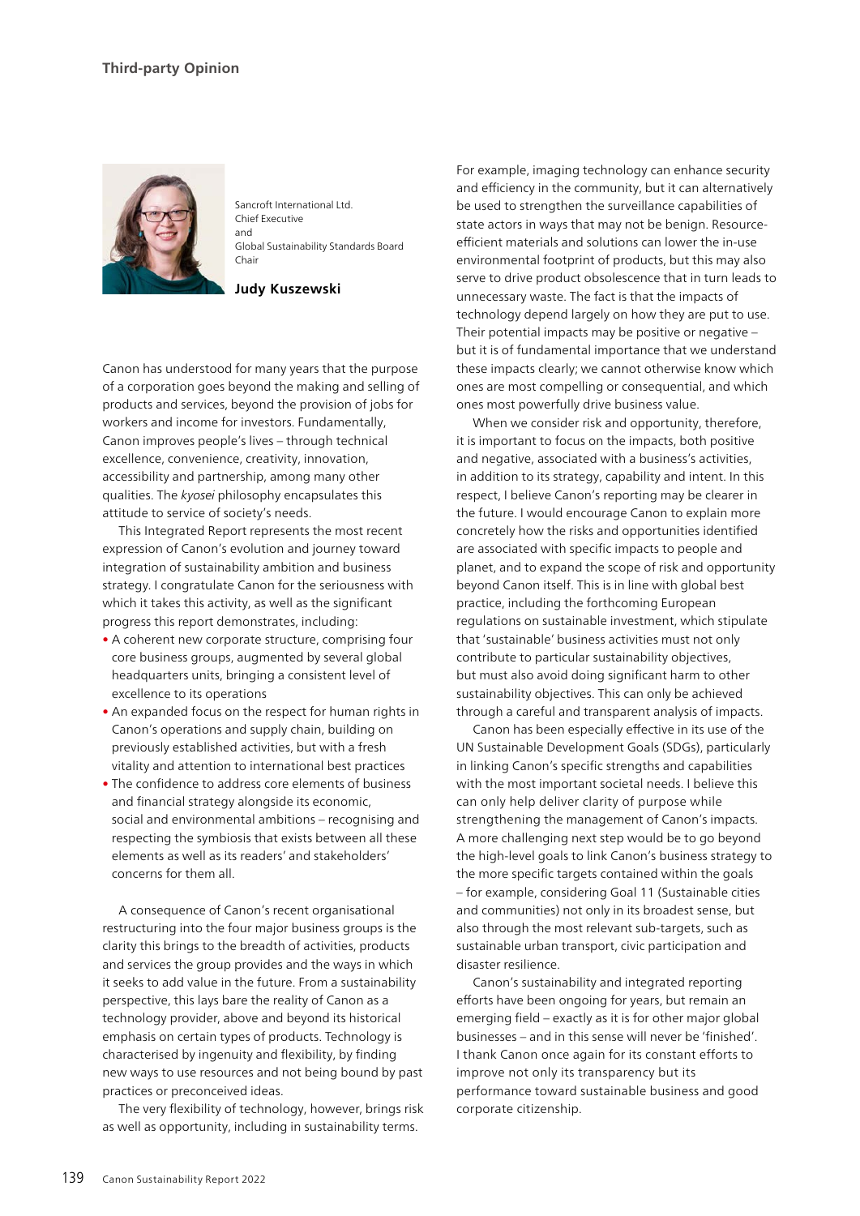## Third-party Opinion

Sancroft International Ltd.
Chief Executive
and
Global Sustainability Standards Board
Chair

**Judy Kuszewski**

Canon has understood for many years that the purpose of a corporation goes beyond the making and selling of products and services, beyond the provision of jobs for workers and income for investors. Fundamentally, Canon improves people's lives – through technical excellence, convenience, creativity, innovation, accessibility and partnership, among many other qualities. The *kyosei* philosophy encapsulates this attitude to service of society's needs.

This Integrated Report represents the most recent expression of Canon's evolution and journey toward integration of sustainability ambition and business strategy. I congratulate Canon for the seriousness with which it takes this activity, as well as the significant progress this report demonstrates, including:

- A coherent new corporate structure, comprising four core business groups, augmented by several global headquarters units, bringing a consistent level of excellence to its operations
- An expanded focus on the respect for human rights in Canon's operations and supply chain, building on previously established activities, but with a fresh vitality and attention to international best practices
- The confidence to address core elements of business and financial strategy alongside its economic, social and environmental ambitions – recognising and respecting the symbiosis that exists between all these elements as well as its readers' and stakeholders' concerns for them all.

A consequence of Canon's recent organisational restructuring into the four major business groups is the clarity this brings to the breadth of activities, products and services the group provides and the ways in which it seeks to add value in the future. From a sustainability perspective, this lays bare the reality of Canon as a technology provider, above and beyond its historical emphasis on certain types of products. Technology is characterised by ingenuity and flexibility, by finding new ways to use resources and not being bound by past practices or preconceived ideas.

The very flexibility of technology, however, brings risk as well as opportunity, including in sustainability terms. For example, imaging technology can enhance security and efficiency in the community, but it can alternatively be used to strengthen the surveillance capabilities of state actors in ways that may not be benign. Resource-efficient materials and solutions can lower the in-use environmental footprint of products, but this may also serve to drive product obsolescence that in turn leads to unnecessary waste. The fact is that the impacts of technology depend largely on how they are put to use. Their potential impacts may be positive or negative – but it is of fundamental importance that we understand these impacts clearly; we cannot otherwise know which ones are most compelling or consequential, and which ones most powerfully drive business value.

When we consider risk and opportunity, therefore, it is important to focus on the impacts, both positive and negative, associated with a business's activities, in addition to its strategy, capability and intent. In this respect, I believe Canon's reporting may be clearer in the future. I would encourage Canon to explain more concretely how the risks and opportunities identified are associated with specific impacts to people and planet, and to expand the scope of risk and opportunity beyond Canon itself. This is in line with global best practice, including the forthcoming European regulations on sustainable investment, which stipulate that 'sustainable' business activities must not only contribute to particular sustainability objectives, but must also avoid doing significant harm to other sustainability objectives. This can only be achieved through a careful and transparent analysis of impacts.

Canon has been especially effective in its use of the UN Sustainable Development Goals (SDGs), particularly in linking Canon's specific strengths and capabilities with the most important societal needs. I believe this can only help deliver clarity of purpose while strengthening the management of Canon's impacts. A more challenging next step would be to go beyond the high-level goals to link Canon's business strategy to the more specific targets contained within the goals – for example, considering Goal 11 (Sustainable cities and communities) not only in its broadest sense, but also through the most relevant sub-targets, such as sustainable urban transport, civic participation and disaster resilience.

Canon's sustainability and integrated reporting efforts have been ongoing for years, but remain an emerging field – exactly as it is for other major global businesses – and in this sense will never be 'finished'. I thank Canon once again for its constant efforts to improve not only its transparency but its performance toward sustainable business and good corporate citizenship.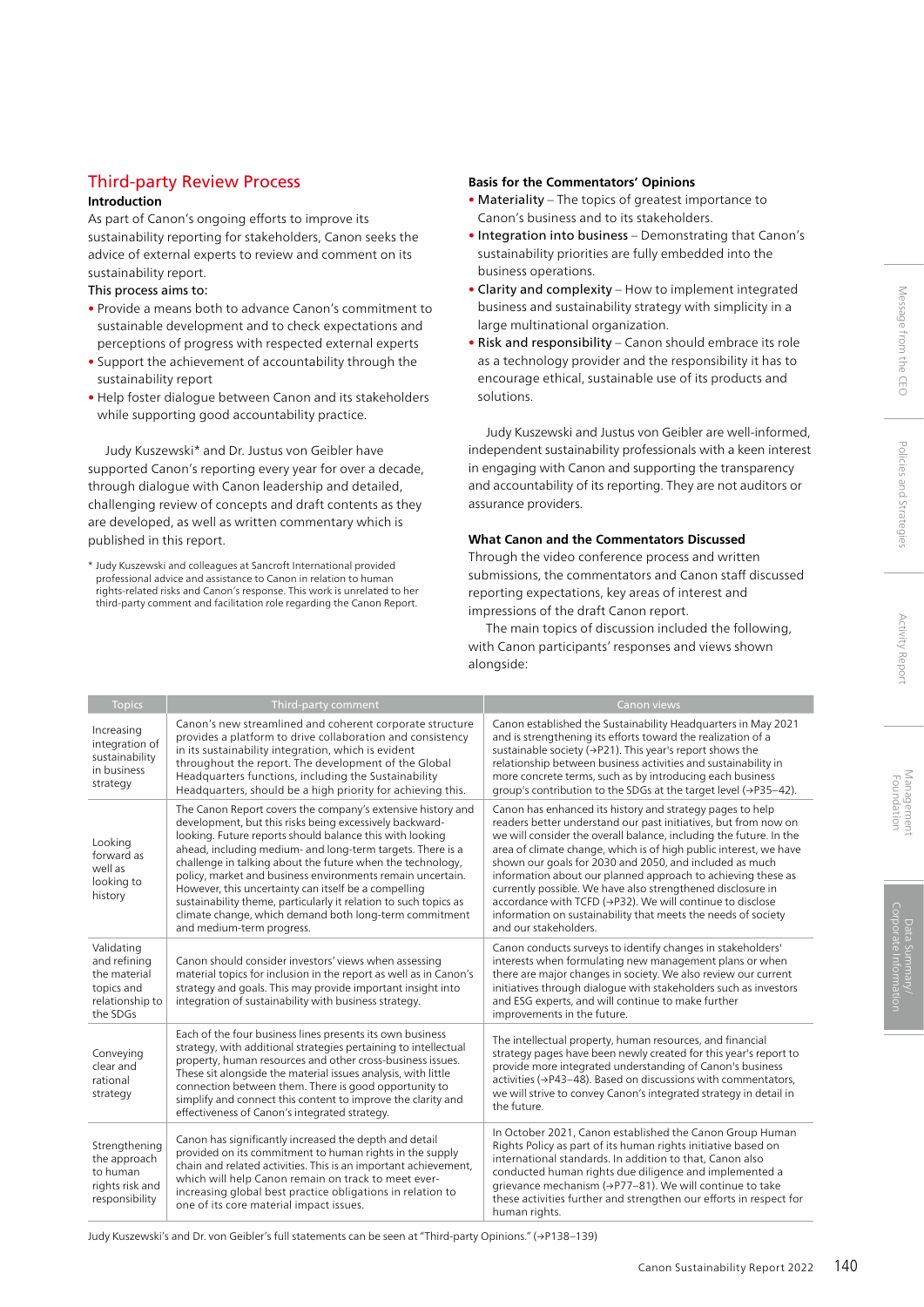## Third-party Review Process

### Introduction

As part of Canon's ongoing efforts to improve its sustainability reporting for stakeholders, Canon seeks the advice of external experts to review and comment on its sustainability report.

This process aims to:

- Provide a means both to advance Canon's commitment to sustainable development and to check expectations and perceptions of progress with respected external experts
- Support the achievement of accountability through the sustainability report
- Help foster dialogue between Canon and its stakeholders while supporting good accountability practice.

Judy Kuszewski* and Dr. Justus von Geibler have supported Canon's reporting every year for over a decade, through dialogue with Canon leadership and detailed, challenging review of concepts and draft contents as they are developed, as well as written commentary which is published in this report.

\* Judy Kuszewski and colleagues at Sancroft International provided professional advice and assistance to Canon in relation to human rights-related risks and Canon's response. This work is unrelated to her third-party comment and facilitation role regarding the Canon Report.

### Basis for the Commentators' Opinions

- **Materiality** – The topics of greatest importance to Canon's business and to its stakeholders.
- **Integration into business** – Demonstrating that Canon's sustainability priorities are fully embedded into the business operations.
- **Clarity and complexity** – How to implement integrated business and sustainability strategy with simplicity in a large multinational organization.
- **Risk and responsibility** – Canon should embrace its role as a technology provider and the responsibility it has to encourage ethical, sustainable use of its products and solutions.

Judy Kuszewski and Justus von Geibler are well-informed, independent sustainability professionals with a keen interest in engaging with Canon and supporting the transparency and accountability of its reporting. They are not auditors or assurance providers.

### What Canon and the Commentators Discussed

Through the video conference process and written submissions, the commentators and Canon staff discussed reporting expectations, key areas of interest and impressions of the draft Canon report.

The main topics of discussion included the following, with Canon participants' responses and views shown alongside:

| Topics | Third-party comment | Canon views |
|---|---|---|
| Increasing integration of sustainability in business strategy | Canon's new streamlined and coherent corporate structure provides a platform to drive collaboration and consistency in its sustainability integration, which is evident throughout the report. The development of the Global Headquarters functions, including the Sustainability Headquarters, should be a high priority for achieving this. | Canon established the Sustainability Headquarters in May 2021 and is strengthening its efforts toward the realization of a sustainable society (→P21). This year's report shows the relationship between business activities and sustainability in more concrete terms, such as by introducing each business group's contribution to the SDGs at the target level (→P35–42). |
| Looking forward as well as looking to history | The Canon Report covers the company's extensive history and development, but this risks being excessively backward-looking. Future reports should balance this with looking ahead, including medium- and long-term targets. There is a challenge in talking about the future when the technology, policy, market and business environments remain uncertain. However, this uncertainty can itself be a compelling sustainability theme, particularly it relation to such topics as climate change, which demand both long-term commitment and medium-term progress. | Canon has enhanced its history and strategy pages to help readers better understand our past initiatives, but from now on we will consider the overall balance, including the future. In the area of climate change, which is of high public interest, we have shown our goals for 2030 and 2050, and included as much information about our planned approach to achieving these as currently possible. We have also strengthened disclosure in accordance with TCFD (→P32). We will continue to disclose information on sustainability that meets the needs of society and our stakeholders. |
| Validating and refining the material topics and relationship to the SDGs | Canon should consider investors' views when assessing material topics for inclusion in the report as well as in Canon's strategy and goals. This may provide important insight into integration of sustainability with business strategy. | Canon conducts surveys to identify changes in stakeholders' interests when formulating new management plans or when there are major changes in society. We also review our current initiatives through dialogue with stakeholders such as investors and ESG experts, and will continue to make further improvements in the future. |
| Conveying clear and rational strategy | Each of the four business lines presents its own business strategy, with additional strategies pertaining to intellectual property, human resources and other cross-business issues. These sit alongside the material issues analysis, with little connection between them. There is good opportunity to simplify and connect this content to improve the clarity and effectiveness of Canon's integrated strategy. | The intellectual property, human resources, and financial strategy pages have been newly created for this year's report to provide more integrated understanding of Canon's business activities (→P43–48). Based on discussions with commentators, we will strive to convey Canon's integrated strategy in detail in the future. |
| Strengthening the approach to human rights risk and responsibility | Canon has significantly increased the depth and detail provided on its commitment to human rights in the supply chain and related activities. This is an important achievement, which will help Canon remain on track to meet ever-increasing global best practice obligations in relation to one of its core material impact issues. | In October 2021, Canon established the Canon Group Human Rights Policy as part of its human rights initiative based on international standards. In addition to that, Canon also conducted human rights due diligence and implemented a grievance mechanism (→P77–81). We will continue to take these activities further and strengthen our efforts in respect for human rights. |

Judy Kuszewski's and Dr. von Geibler's full statements can be seen at "Third-party Opinions." (→P138–139)